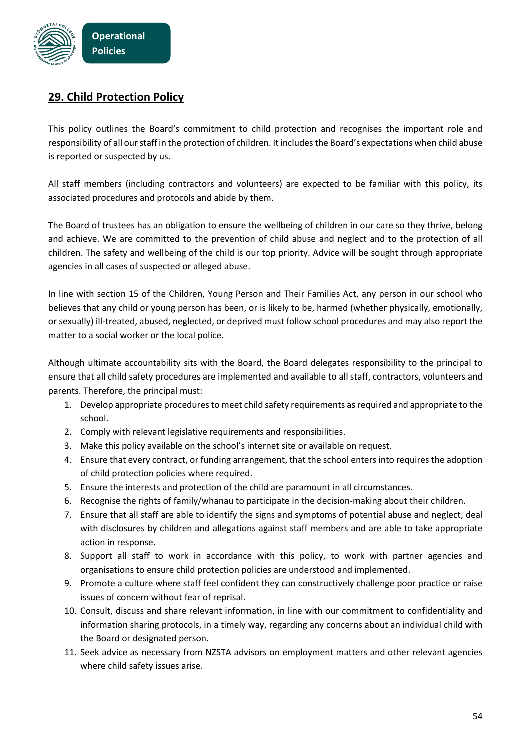## 29. Child Protection Policy

This policy outlines the Board's commitment to child protection and recognises the important role and responsibility of all our staff in the protection of children. It includes the Board's expectations when child abuse is reported or suspected by us.

All staff members (including contractors and volunteers) are expected to be familiar with this policy, its associated procedures and protocols and abide by them.

The Board of trustees has an obligation to ensure the wellbeing of children in our care so they thrive, belong and achieve. We are committed to the prevention of child abuse and neglect and to the protection of all children. The safety and wellbeing of the child is our top priority. Advice will be sought through appropriate agencies in all cases of suspected or alleged abuse.

In line with section 15 of the Children, Young Person and Their Families Act, any person in our school who believes that any child or young person has been, or is likely to be, harmed (whether physically, emotionally, or sexually) ill-treated, abused, neglected, or deprived must follow school procedures and may also report the matter to a social worker or the local police.

Although ultimate accountability sits with the Board, the Board delegates responsibility to the principal to ensure that all child safety procedures are implemented and available to all staff, contractors, volunteers and parents. Therefore, the principal must:

1. Develop appropriate procedures to meet child safety requirements as required and appropriate to the school.
2. Comply with relevant legislative requirements and responsibilities.
3. Make this policy available on the school's internet site or available on request.
4. Ensure that every contract, or funding arrangement, that the school enters into requires the adoption of child protection policies where required.
5. Ensure the interests and protection of the child are paramount in all circumstances.
6. Recognise the rights of family/whanau to participate in the decision-making about their children.
7. Ensure that all staff are able to identify the signs and symptoms of potential abuse and neglect, deal with disclosures by children and allegations against staff members and are able to take appropriate action in response.
8. Support all staff to work in accordance with this policy, to work with partner agencies and organisations to ensure child protection policies are understood and implemented.
9. Promote a culture where staff feel confident they can constructively challenge poor practice or raise issues of concern without fear of reprisal.
10. Consult, discuss and share relevant information, in line with our commitment to confidentiality and information sharing protocols, in a timely way, regarding any concerns about an individual child with the Board or designated person.
11. Seek advice as necessary from NZSTA advisors on employment matters and other relevant agencies where child safety issues arise.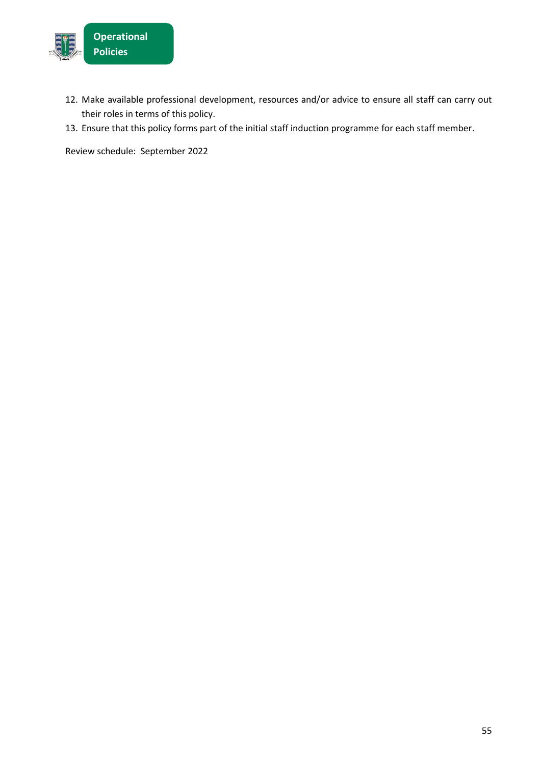12. Make available professional development, resources and/or advice to ensure all staff can carry out their roles in terms of this policy.
13. Ensure that this policy forms part of the initial staff induction programme for each staff member.

Review schedule: September 2022